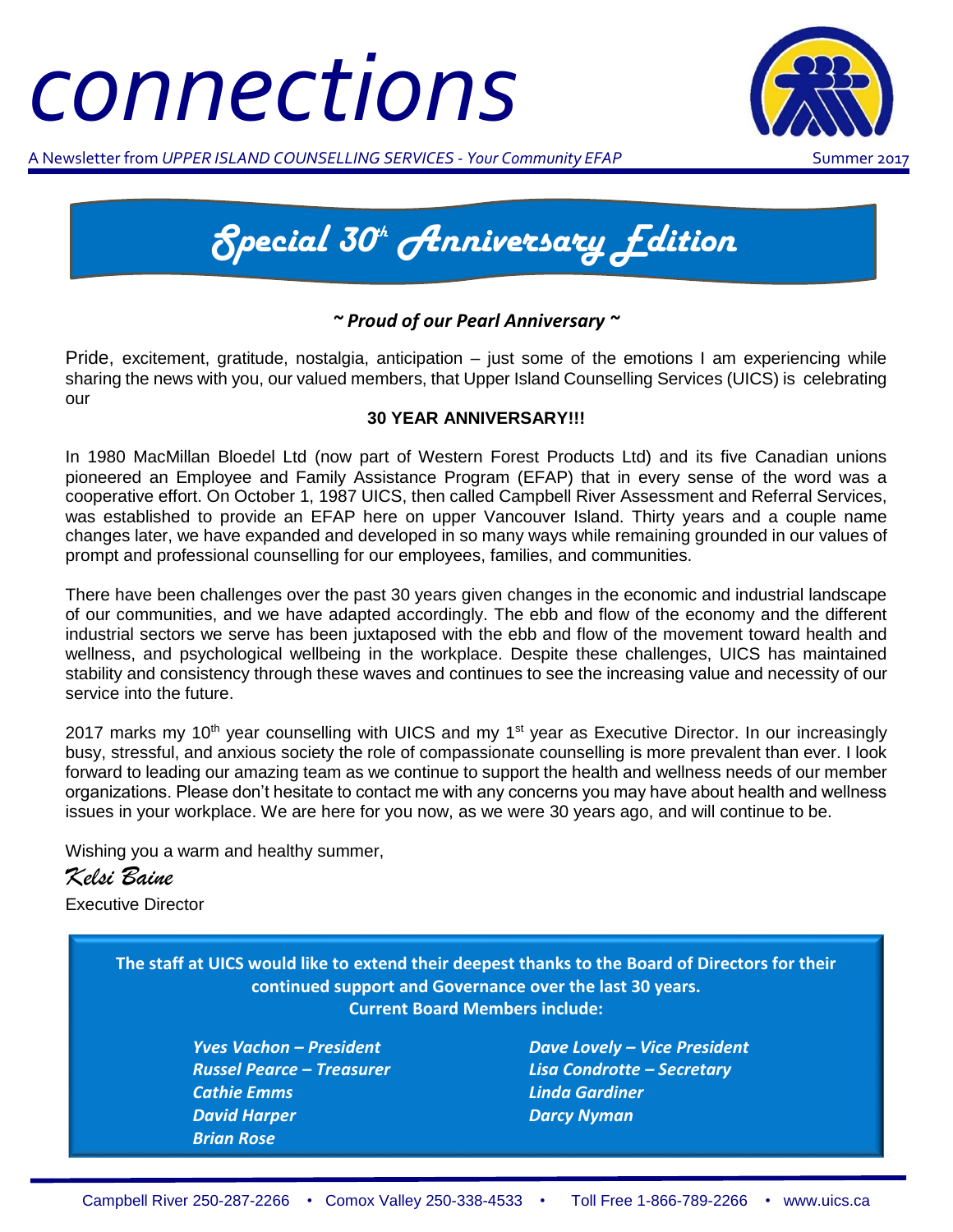# *connections*

A Newsletter from *UPPER ISLAND COUNSELLING SERVICES - Your Community EFAP* Summer 2017

## *Special 30th Anniversary Edition*

### *~ Proud of our Pearl Anniversary ~*

Pride, excitement, gratitude, nostalgia, anticipation – just some of the emotions I am experiencing while sharing the news with you, our valued members, that Upper Island Counselling Services (UICS) is celebrating our

**30 YEAR ANNIVERSARY!!!**

In 1980 MacMillan Bloedel Ltd (now part of Western Forest Products Ltd) and its five Canadian unions pioneered an Employee and Family Assistance Program (EFAP) that in every sense of the word was a cooperative effort. On October 1, 1987 UICS, then called Campbell River Assessment and Referral Services, was established to provide an EFAP here on upper Vancouver Island. Thirty years and a couple name changes later, we have expanded and developed in so many ways while remaining grounded in our values of prompt and professional counselling for our employees, families, and communities.

There have been challenges over the past 30 years given changes in the economic and industrial landscape of our communities, and we have adapted accordingly. The ebb and flow of the economy and the different industrial sectors we serve has been juxtaposed with the ebb and flow of the movement toward health and wellness, and psychological wellbeing in the workplace. Despite these challenges, UICS has maintained stability and consistency through these waves and continues to see the increasing value and necessity of our service into the future.

2017 marks my 10th year counselling with UICS and my 1st year as Executive Director. In our increasingly busy, stressful, and anxious society the role of compassionate counselling is more prevalent than ever. I look forward to leading our amazing team as we continue to support the health and wellness needs of our member organizations. Please don't hesitate to contact me with any concerns you may have about health and wellness issues in your workplace. We are here for you now, as we were 30 years ago, and will continue to be.

Wishing you a warm and healthy summer,

*Kelsi Baine*

Executive Director

**The staff at UICS would like to extend their deepest thanks to the Board of Directors for their continued support and Governance over the last 30 years.**
**Current Board Members include:**

***Yves Vachon – President***
***Dave Lovely – Vice President***
***Russel Pearce – Treasurer***
***Lisa Condrotte – Secretary***
***Cathie Emms***
***Linda Gardiner***
***David Harper***
***Darcy Nyman***
***Brian Rose***

Campbell River 250-287-2266 • Comox Valley 250-338-4533 • Toll Free 1-866-789-2266 • www.uics.ca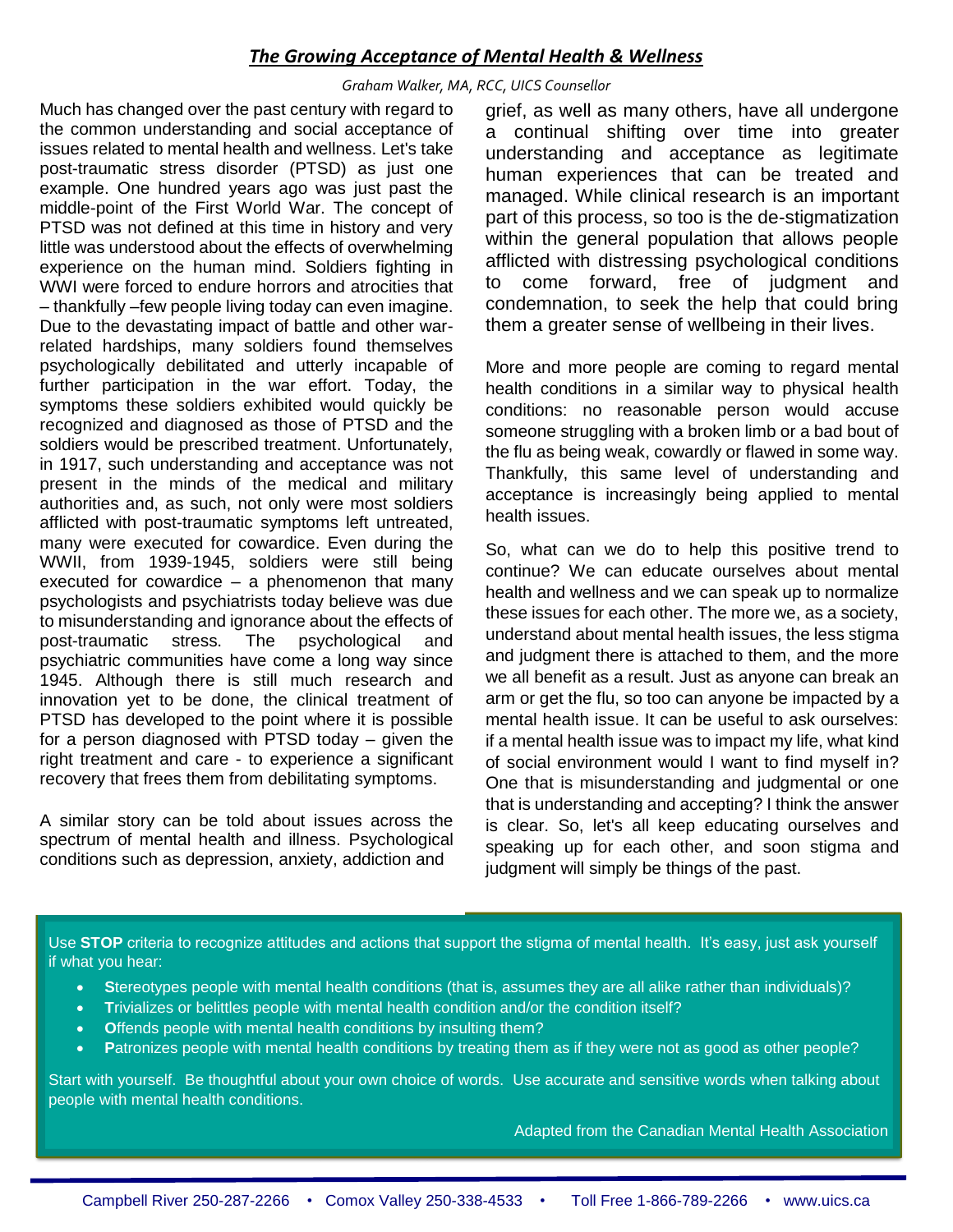## *The Growing Acceptance of Mental Health & Wellness*

*Graham Walker, MA, RCC, UICS Counsellor*

Much has changed over the past century with regard to the common understanding and social acceptance of issues related to mental health and wellness. Let's take post-traumatic stress disorder (PTSD) as just one example. One hundred years ago was just past the middle-point of the First World War. The concept of PTSD was not defined at this time in history and very little was understood about the effects of overwhelming experience on the human mind. Soldiers fighting in WWI were forced to endure horrors and atrocities that – thankfully –few people living today can even imagine. Due to the devastating impact of battle and other war-related hardships, many soldiers found themselves psychologically debilitated and utterly incapable of further participation in the war effort. Today, the symptoms these soldiers exhibited would quickly be recognized and diagnosed as those of PTSD and the soldiers would be prescribed treatment. Unfortunately, in 1917, such understanding and acceptance was not present in the minds of the medical and military authorities and, as such, not only were most soldiers afflicted with post-traumatic symptoms left untreated, many were executed for cowardice. Even during the WWII, from 1939-1945, soldiers were still being executed for cowardice – a phenomenon that many psychologists and psychiatrists today believe was due to misunderstanding and ignorance about the effects of post-traumatic stress. The psychological and psychiatric communities have come a long way since 1945. Although there is still much research and innovation yet to be done, the clinical treatment of PTSD has developed to the point where it is possible for a person diagnosed with PTSD today – given the right treatment and care - to experience a significant recovery that frees them from debilitating symptoms.

A similar story can be told about issues across the spectrum of mental health and illness. Psychological conditions such as depression, anxiety, addiction and grief, as well as many others, have all undergone a continual shifting over time into greater understanding and acceptance as legitimate human experiences that can be treated and managed. While clinical research is an important part of this process, so too is the de-stigmatization within the general population that allows people afflicted with distressing psychological conditions to come forward, free of judgment and condemnation, to seek the help that could bring them a greater sense of wellbeing in their lives.

More and more people are coming to regard mental health conditions in a similar way to physical health conditions: no reasonable person would accuse someone struggling with a broken limb or a bad bout of the flu as being weak, cowardly or flawed in some way. Thankfully, this same level of understanding and acceptance is increasingly being applied to mental health issues.

So, what can we do to help this positive trend to continue? We can educate ourselves about mental health and wellness and we can speak up to normalize these issues for each other. The more we, as a society, understand about mental health issues, the less stigma and judgment there is attached to them, and the more we all benefit as a result. Just as anyone can break an arm or get the flu, so too can anyone be impacted by a mental health issue. It can be useful to ask ourselves: if a mental health issue was to impact my life, what kind of social environment would I want to find myself in? One that is misunderstanding and judgmental or one that is understanding and accepting? I think the answer is clear. So, let's all keep educating ourselves and speaking up for each other, and soon stigma and judgment will simply be things of the past.

Use **STOP** criteria to recognize attitudes and actions that support the stigma of mental health. It's easy, just ask yourself if what you hear:

- **S**tereotypes people with mental health conditions (that is, assumes they are all alike rather than individuals)?
- **T**rivializes or belittles people with mental health condition and/or the condition itself?
- **O**ffends people with mental health conditions by insulting them?
- **P**atronizes people with mental health conditions by treating them as if they were not as good as other people?

Start with yourself. Be thoughtful about your own choice of words. Use accurate and sensitive words when talking about people with mental health conditions.

Adapted from the Canadian Mental Health Association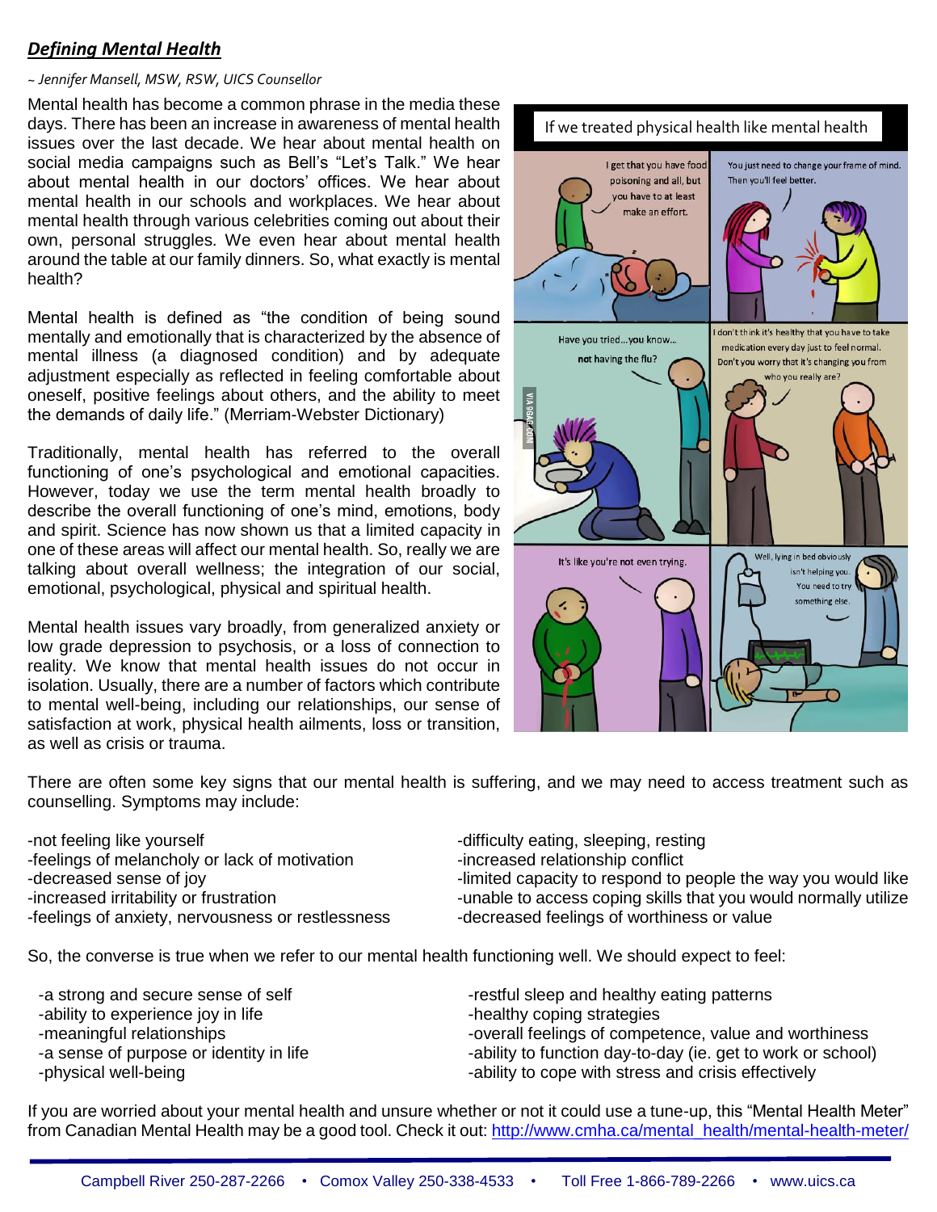## *Defining Mental Health*

*~ Jennifer Mansell, MSW, RSW, UICS Counsellor*

Mental health has become a common phrase in the media these days. There has been an increase in awareness of mental health issues over the last decade. We hear about mental health on social media campaigns such as Bell's "Let's Talk." We hear about mental health in our doctors' offices. We hear about mental health in our schools and workplaces. We hear about mental health through various celebrities coming out about their own, personal struggles. We even hear about mental health around the table at our family dinners. So, what exactly is mental health?

Mental health is defined as "the condition of being sound mentally and emotionally that is characterized by the absence of mental illness (a diagnosed condition) and by adequate adjustment especially as reflected in feeling comfortable about oneself, positive feelings about others, and the ability to meet the demands of daily life." (Merriam-Webster Dictionary)

Traditionally, mental health has referred to the overall functioning of one's psychological and emotional capacities. However, today we use the term mental health broadly to describe the overall functioning of one's mind, emotions, body and spirit. Science has now shown us that a limited capacity in one of these areas will affect our mental health. So, really we are talking about overall wellness; the integration of our social, emotional, psychological, physical and spiritual health.

Mental health issues vary broadly, from generalized anxiety or low grade depression to psychosis, or a loss of connection to reality. We know that mental health issues do not occur in isolation. Usually, there are a number of factors which contribute to mental well-being, including our relationships, our sense of satisfaction at work, physical health ailments, loss or transition, as well as crisis or trauma.

There are often some key signs that our mental health is suffering, and we may need to access treatment such as counselling. Symptoms may include:

- -not feeling like yourself
- -feelings of melancholy or lack of motivation
- -decreased sense of joy
- -increased irritability or frustration
- -feelings of anxiety, nervousness or restlessness
- -difficulty eating, sleeping, resting
- -increased relationship conflict
- -limited capacity to respond to people the way you would like
- -unable to access coping skills that you would normally utilize
- -decreased feelings of worthiness or value

So, the converse is true when we refer to our mental health functioning well. We should expect to feel:

- -a strong and secure sense of self
- -ability to experience joy in life
- -meaningful relationships
- -a sense of purpose or identity in life
- -physical well-being
- -restful sleep and healthy eating patterns
- -healthy coping strategies
- -overall feelings of competence, value and worthiness
- -ability to function day-to-day (ie. get to work or school)
- -ability to cope with stress and crisis effectively

If you are worried about your mental health and unsure whether or not it could use a tune-up, this "Mental Health Meter" from Canadian Mental Health may be a good tool. Check it out: http://www.cmha.ca/mental_health/mental-health-meter/

Campbell River 250-287-2266 • Comox Valley 250-338-4533 • Toll Free 1-866-789-2266 • www.uics.ca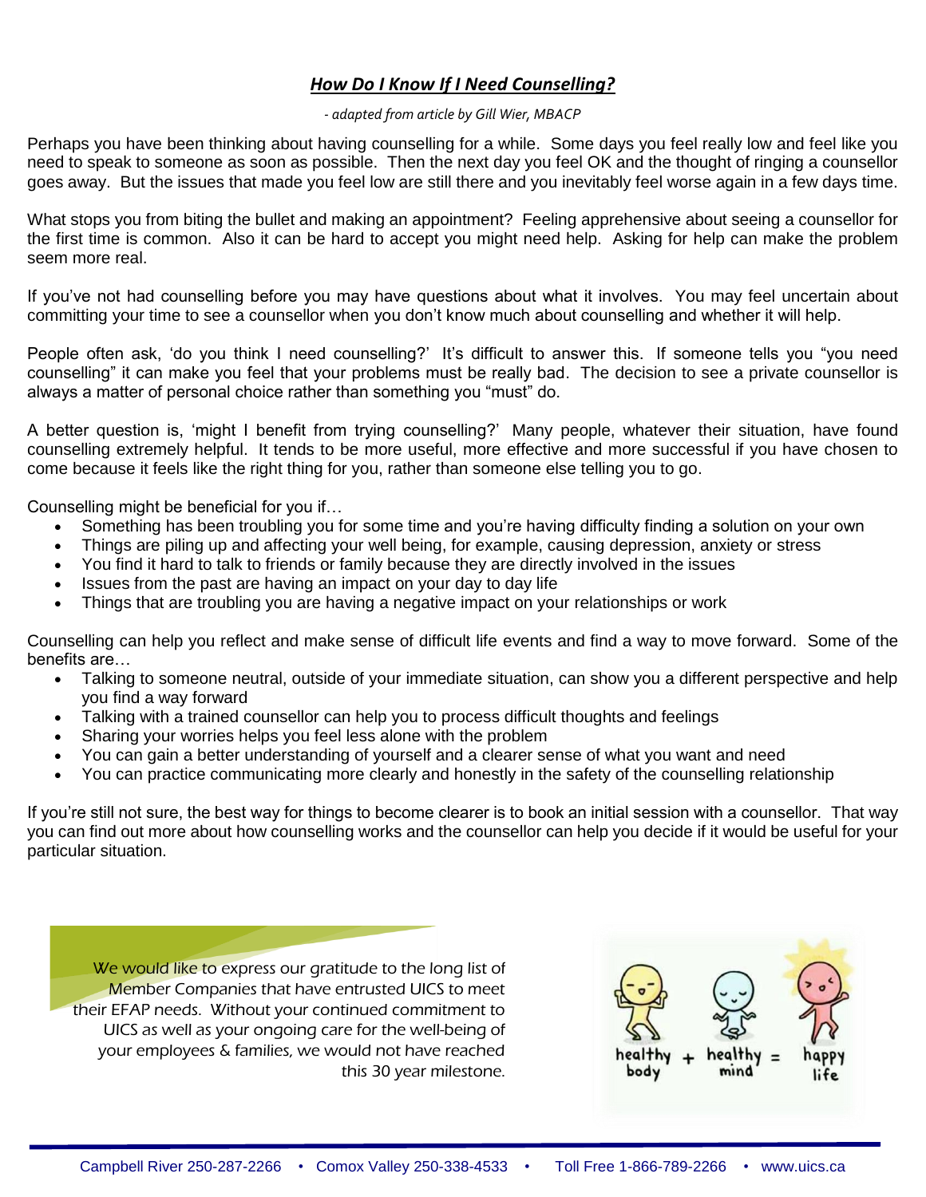## ***How Do I Know If I Need Counselling?***

*- adapted from article by Gill Wier, MBACP*

Perhaps you have been thinking about having counselling for a while. Some days you feel really low and feel like you need to speak to someone as soon as possible. Then the next day you feel OK and the thought of ringing a counsellor goes away. But the issues that made you feel low are still there and you inevitably feel worse again in a few days time.

What stops you from biting the bullet and making an appointment? Feeling apprehensive about seeing a counsellor for the first time is common. Also it can be hard to accept you might need help. Asking for help can make the problem seem more real.

If you've not had counselling before you may have questions about what it involves. You may feel uncertain about committing your time to see a counsellor when you don't know much about counselling and whether it will help.

People often ask, 'do you think I need counselling?' It's difficult to answer this. If someone tells you "you need counselling" it can make you feel that your problems must be really bad. The decision to see a private counsellor is always a matter of personal choice rather than something you "must" do.

A better question is, 'might I benefit from trying counselling?' Many people, whatever their situation, have found counselling extremely helpful. It tends to be more useful, more effective and more successful if you have chosen to come because it feels like the right thing for you, rather than someone else telling you to go.

Counselling might be beneficial for you if…

- Something has been troubling you for some time and you're having difficulty finding a solution on your own
- Things are piling up and affecting your well being, for example, causing depression, anxiety or stress
- You find it hard to talk to friends or family because they are directly involved in the issues
- Issues from the past are having an impact on your day to day life
- Things that are troubling you are having a negative impact on your relationships or work

Counselling can help you reflect and make sense of difficult life events and find a way to move forward. Some of the benefits are…

- Talking to someone neutral, outside of your immediate situation, can show you a different perspective and help you find a way forward
- Talking with a trained counsellor can help you to process difficult thoughts and feelings
- Sharing your worries helps you feel less alone with the problem
- You can gain a better understanding of yourself and a clearer sense of what you want and need
- You can practice communicating more clearly and honestly in the safety of the counselling relationship

If you're still not sure, the best way for things to become clearer is to book an initial session with a counsellor. That way you can find out more about how counselling works and the counsellor can help you decide if it would be useful for your particular situation.

We would like to express our gratitude to the long list of Member Companies that have entrusted UICS to meet their EFAP needs. Without your continued commitment to UICS as well as your ongoing care for the well-being of your employees & families, we would not have reached this 30 year milestone.

healthy body + healthy mind = happy life

Campbell River 250-287-2266 • Comox Valley 250-338-4533 • Toll Free 1-866-789-2266 • www.uics.ca